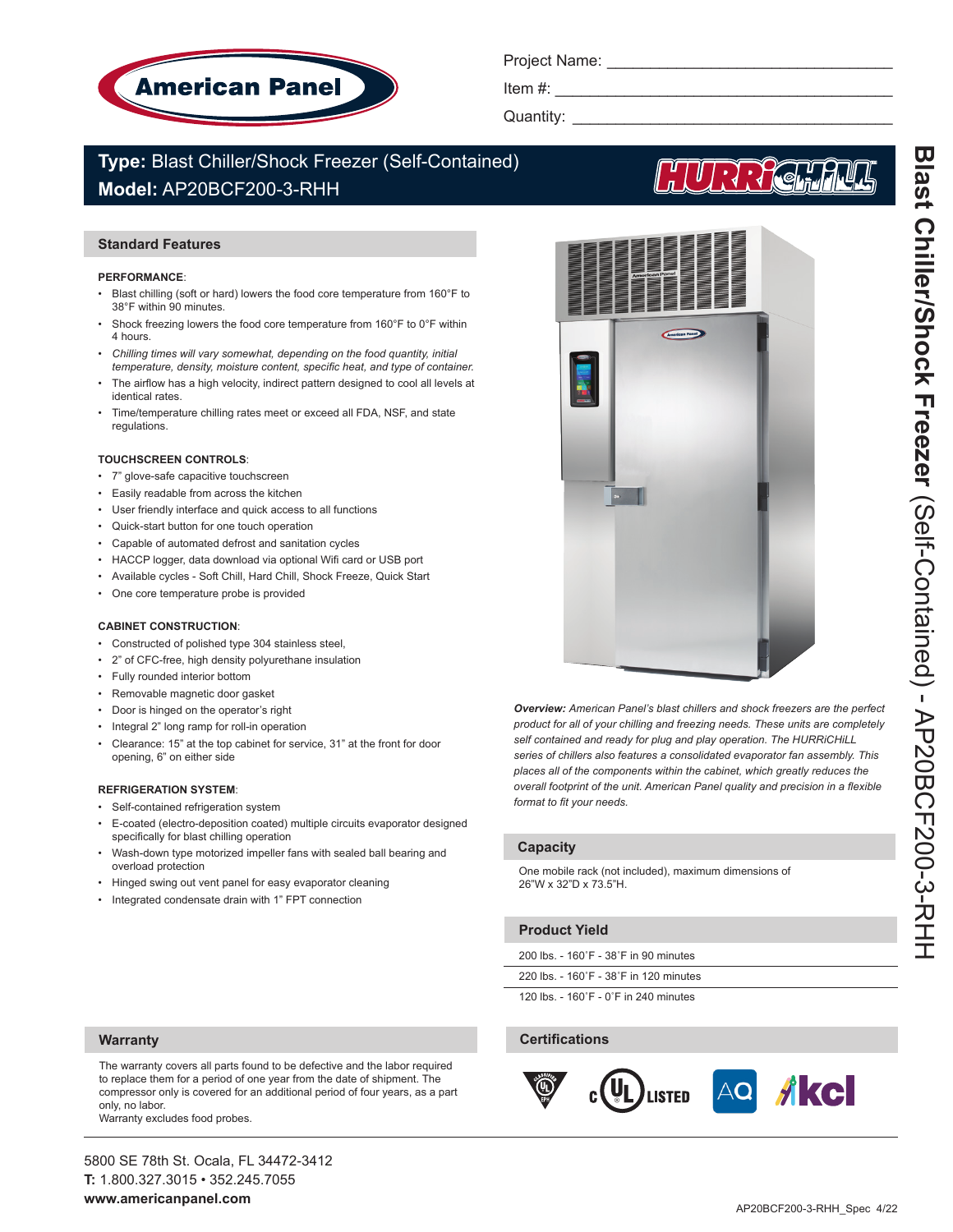American Panel

Project Name: ______________________________

Item #: ______________________________

Quantity: ______________________________

**Type:** Blast Chiller/Shock Freezer (Self-Contained)
**Model:** AP20BCF200-3-RHH

HURRiCHiLL

## Standard Features

**PERFORMANCE**:

- Blast chilling (soft or hard) lowers the food core temperature from 160°F to 38°F within 90 minutes.
- Shock freezing lowers the food core temperature from 160°F to 0°F within 4 hours.
- *Chilling times will vary somewhat, depending on the food quantity, initial temperature, density, moisture content, specific heat, and type of container.*
- The airflow has a high velocity, indirect pattern designed to cool all levels at identical rates.
- Time/temperature chilling rates meet or exceed all FDA, NSF, and state regulations.

**TOUCHSCREEN CONTROLS**:

- 7" glove-safe capacitive touchscreen
- Easily readable from across the kitchen
- User friendly interface and quick access to all functions
- Quick-start button for one touch operation
- Capable of automated defrost and sanitation cycles
- HACCP logger, data download via optional Wifi card or USB port
- Available cycles - Soft Chill, Hard Chill, Shock Freeze, Quick Start
- One core temperature probe is provided

**CABINET CONSTRUCTION**:

- Constructed of polished type 304 stainless steel,
- 2" of CFC-free, high density polyurethane insulation
- Fully rounded interior bottom
- Removable magnetic door gasket
- Door is hinged on the operator's right
- Integral 2" long ramp for roll-in operation
- Clearance: 15" at the top cabinet for service, 31" at the front for door opening, 6" on either side

**REFRIGERATION SYSTEM**:

- Self-contained refrigeration system
- E-coated (electro-deposition coated) multiple circuits evaporator designed specifically for blast chilling operation
- Wash-down type motorized impeller fans with sealed ball bearing and overload protection
- Hinged swing out vent panel for easy evaporator cleaning
- Integrated condensate drain with 1" FPT connection

***Overview:*** *American Panel's blast chillers and shock freezers are the perfect product for all of your chilling and freezing needs. These units are completely self contained and ready for plug and play operation. The HURRiCHiLL series of chillers also features a consolidated evaporator fan assembly. This places all of the components within the cabinet, which greatly reduces the overall footprint of the unit. American Panel quality and precision in a flexible format to fit your needs.*

## Capacity

One mobile rack (not included), maximum dimensions of 26"W x 32"D x 73.5"H.

## Product Yield

200 lbs. - 160˚F - 38˚F in 90 minutes

220 lbs. - 160˚F - 38˚F in 120 minutes

120 lbs. - 160˚F - 0˚F in 240 minutes

## Warranty

The warranty covers all parts found to be defective and the labor required to replace them for a period of one year from the date of shipment. The compressor only is covered for an additional period of four years, as a part only, no labor.
Warranty excludes food probes.

## Certifications

c UL LISTED · AQ · kcl

**Blast Chiller/Shock Freezer** (Self-Contained) **- AP20BCF200-3-RHH**

5800 SE 78th St. Ocala, FL 34472-3412
**T:** 1.800.327.3015 • 352.245.7055
**www.americanpanel.com**

AP20BCF200-3-RHH_Spec 4/22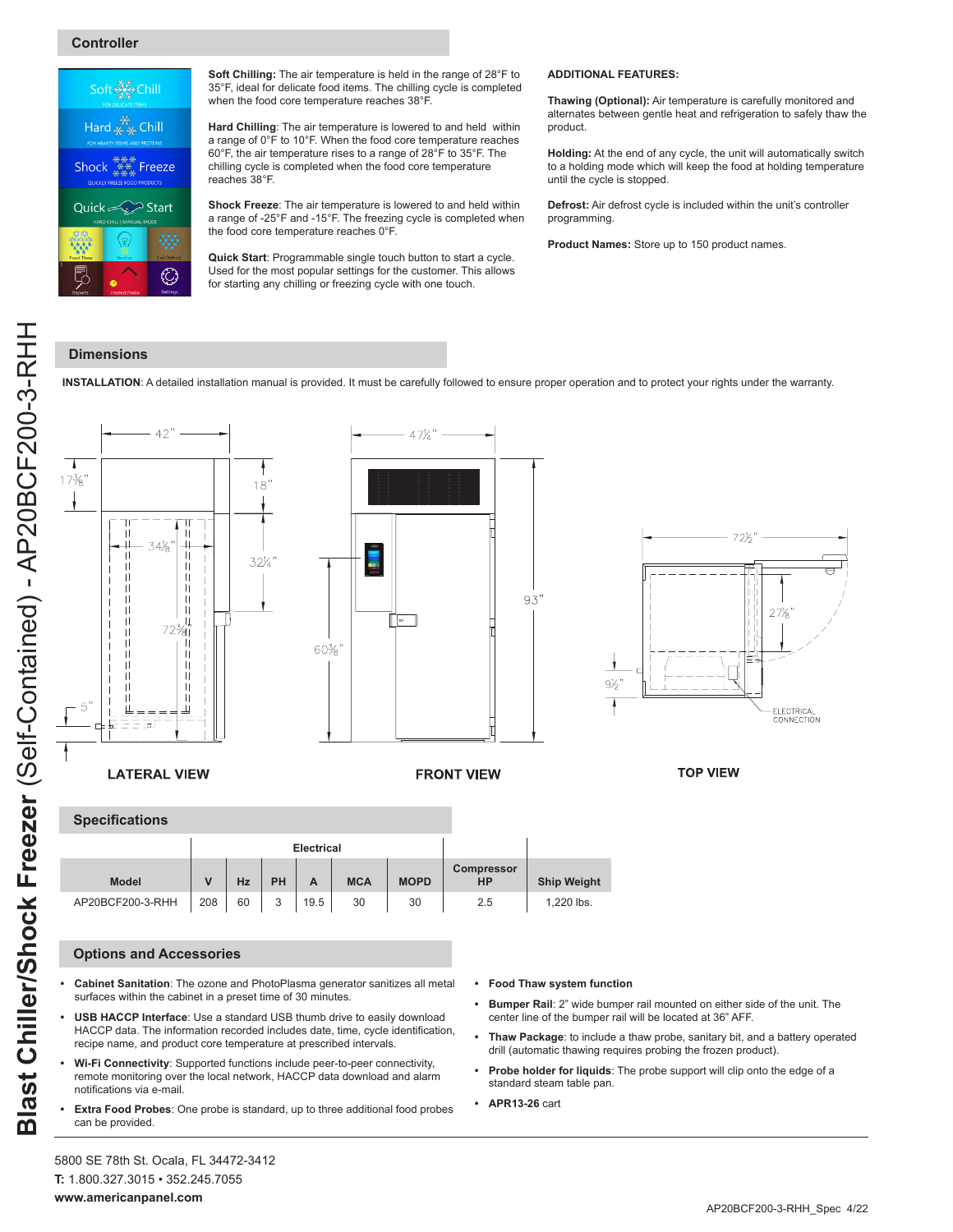## Controller

**Soft Chilling:** The air temperature is held in the range of 28°F to 35°F, ideal for delicate food items. The chilling cycle is completed when the food core temperature reaches 38°F.

**Hard Chilling**: The air temperature is lowered to and held within a range of 0°F to 10°F. When the food core temperature reaches 60°F, the air temperature rises to a range of 28°F to 35°F. The chilling cycle is completed when the food core temperature reaches 38°F.

**Shock Freeze**: The air temperature is lowered to and held within a range of -25°F and -15°F. The freezing cycle is completed when the food core temperature reaches 0°F.

**Quick Start**: Programmable single touch button to start a cycle. Used for the most popular settings for the customer. This allows for starting any chilling or freezing cycle with one touch.

**ADDITIONAL FEATURES:**

**Thawing (Optional):** Air temperature is carefully monitored and alternates between gentle heat and refrigeration to safely thaw the product.

**Holding:** At the end of any cycle, the unit will automatically switch to a holding mode which will keep the food at holding temperature until the cycle is stopped.

**Defrost:** Air defrost cycle is included within the unit's controller programming.

**Product Names:** Store up to 150 product names.

## Dimensions

**INSTALLATION**: A detailed installation manual is provided. It must be carefully followed to ensure proper operation and to protect your rights under the warranty.

42"
17⅜"
18"
34⅛"
32¼"
72⅝"
5"

**LATERAL VIEW**

47¼"
93"
60⅜"

**FRONT VIEW**

72½"
27⅞"
9½"
ELECTRICAL CONNECTION

**TOP VIEW**

## Specifications

| | Electrical | | | | | | | |
|---|---|---|---|---|---|---|---|---|
| Model | V | Hz | PH | A | MCA | MOPD | Compressor HP | Ship Weight |
| AP20BCF200-3-RHH | 208 | 60 | 3 | 19.5 | 30 | 30 | 2.5 | 1,220 lbs. |

## Options and Accessories

- **Cabinet Sanitation**: The ozone and PhotoPlasma generator sanitizes all metal surfaces within the cabinet in a preset time of 30 minutes.
- **USB HACCP Interface**: Use a standard USB thumb drive to easily download HACCP data. The information recorded includes date, time, cycle identification, recipe name, and product core temperature at prescribed intervals.
- **Wi-Fi Connectivity**: Supported functions include peer-to-peer connectivity, remote monitoring over the local network, HACCP data download and alarm notifications via e-mail.
- **Extra Food Probes**: One probe is standard, up to three additional food probes can be provided.
- **Food Thaw system function**
- **Bumper Rail**: 2" wide bumper rail mounted on either side of the unit. The center line of the bumper rail will be located at 36" AFF.
- **Thaw Package**: to include a thaw probe, sanitary bit, and a battery operated drill (automatic thawing requires probing the frozen product).
- **Probe holder for liquids**: The probe support will clip onto the edge of a standard steam table pan.
- **APR13-26** cart

5800 SE 78th St. Ocala, FL 34472-3412
**T:** 1.800.327.3015 • 352.245.7055
**www.americanpanel.com**

AP20BCF200-3-RHH_Spec 4/22